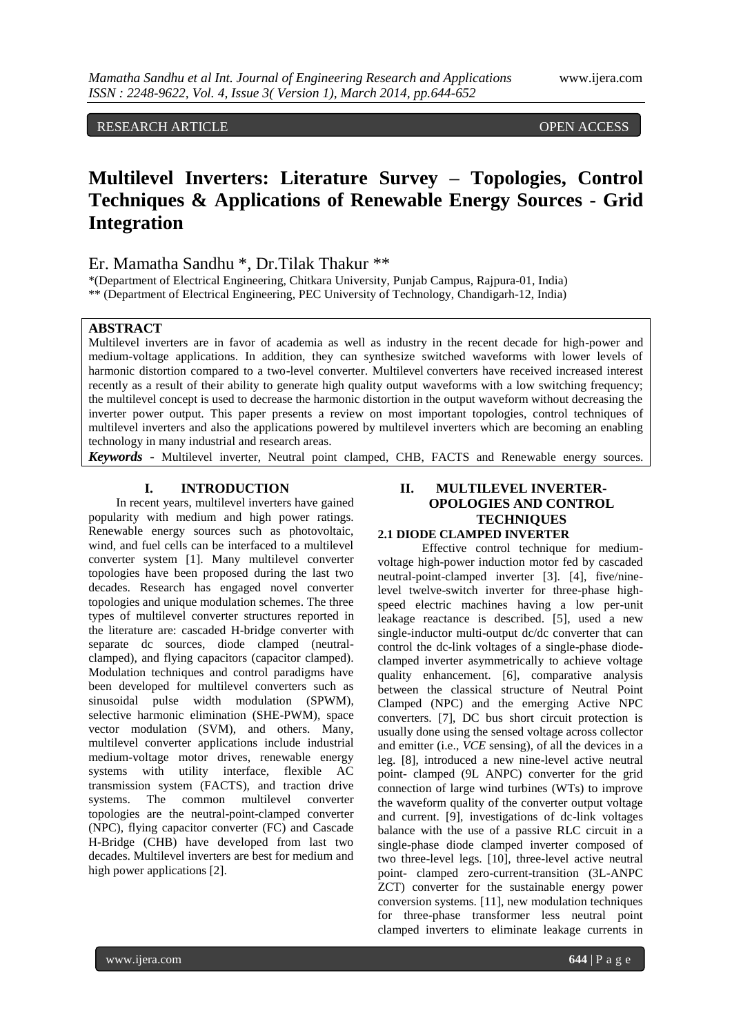RESEARCH ARTICLE OPEN ACCESS

# Multilevel Inverters: Literature Survey – Topologies, Control Techniques & Applications of Renewable Energy Sources - Grid Integration

Er. Mamatha Sandhu *, Dr.Tilak Thakur **

*(Department of Electrical Engineering, Chitkara University, Punjab Campus, Rajpura-01, India)
** (Department of Electrical Engineering, PEC University of Technology, Chandigarh-12, India)

## ABSTRACT

Multilevel inverters are in favor of academia as well as industry in the recent decade for high-power and medium-voltage applications. In addition, they can synthesize switched waveforms with lower levels of harmonic distortion compared to a two-level converter. Multilevel converters have received increased interest recently as a result of their ability to generate high quality output waveforms with a low switching frequency; the multilevel concept is used to decrease the harmonic distortion in the output waveform without decreasing the inverter power output. This paper presents a review on most important topologies, control techniques of multilevel inverters and also the applications powered by multilevel inverters which are becoming an enabling technology in many industrial and research areas.

***Keywords -*** Multilevel inverter, Neutral point clamped, CHB, FACTS and Renewable energy sources.

## I. INTRODUCTION

In recent years, multilevel inverters have gained popularity with medium and high power ratings. Renewable energy sources such as photovoltaic, wind, and fuel cells can be interfaced to a multilevel converter system [1]. Many multilevel converter topologies have been proposed during the last two decades. Research has engaged novel converter topologies and unique modulation schemes. The three types of multilevel converter structures reported in the literature are: cascaded H-bridge converter with separate dc sources, diode clamped (neutral-clamped), and flying capacitors (capacitor clamped). Modulation techniques and control paradigms have been developed for multilevel converters such as sinusoidal pulse width modulation (SPWM), selective harmonic elimination (SHE-PWM), space vector modulation (SVM), and others. Many, multilevel converter applications include industrial medium-voltage motor drives, renewable energy systems with utility interface, flexible AC transmission system (FACTS), and traction drive systems. The common multilevel converter topologies are the neutral-point-clamped converter (NPC), flying capacitor converter (FC) and Cascade H-Bridge (CHB) have developed from last two decades. Multilevel inverters are best for medium and high power applications [2].

## II. MULTILEVEL INVERTER-OPOLOGIES AND CONTROL TECHNIQUES

### 2.1 DIODE CLAMPED INVERTER

Effective control technique for medium-voltage high-power induction motor fed by cascaded neutral-point-clamped inverter [3]. [4], five/nine-level twelve-switch inverter for three-phase high-speed electric machines having a low per-unit leakage reactance is described. [5], used a new single-inductor multi-output dc/dc converter that can control the dc-link voltages of a single-phase diode-clamped inverter asymmetrically to achieve voltage quality enhancement. [6], comparative analysis between the classical structure of Neutral Point Clamped (NPC) and the emerging Active NPC converters. [7], DC bus short circuit protection is usually done using the sensed voltage across collector and emitter (i.e., *VCE* sensing), of all the devices in a leg. [8], introduced a new nine-level active neutral point- clamped (9L ANPC) converter for the grid connection of large wind turbines (WTs) to improve the waveform quality of the converter output voltage and current. [9], investigations of dc-link voltages balance with the use of a passive RLC circuit in a single-phase diode clamped inverter composed of two three-level legs. [10], three-level active neutral point- clamped zero-current-transition (3L-ANPC ZCT) converter for the sustainable energy power conversion systems. [11], new modulation techniques for three-phase transformer less neutral point clamped inverters to eliminate leakage currents in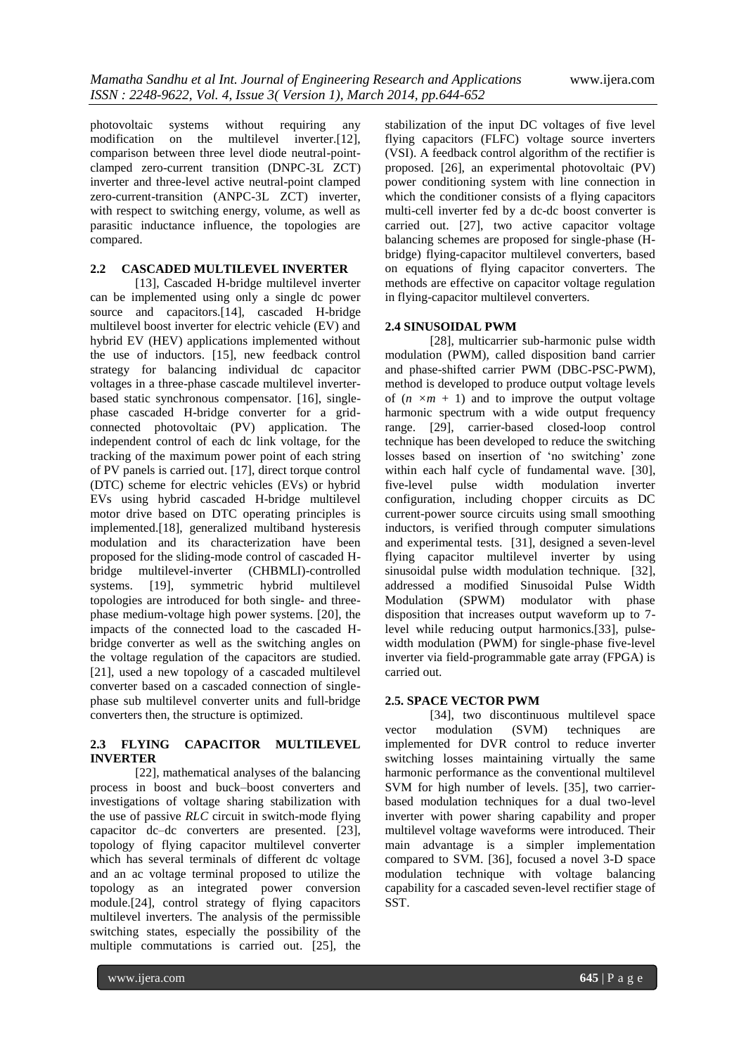photovoltaic systems without requiring any modification on the multilevel inverter.[12], comparison between three level diode neutral-point-clamped zero-current transition (DNPC-3L ZCT) inverter and three-level active neutral-point clamped zero-current-transition (ANPC-3L ZCT) inverter, with respect to switching energy, volume, as well as parasitic inductance influence, the topologies are compared.

### 2.2 CASCADED MULTILEVEL INVERTER

[13], Cascaded H-bridge multilevel inverter can be implemented using only a single dc power source and capacitors.[14], cascaded H-bridge multilevel boost inverter for electric vehicle (EV) and hybrid EV (HEV) applications implemented without the use of inductors. [15], new feedback control strategy for balancing individual dc capacitor voltages in a three-phase cascade multilevel inverter-based static synchronous compensator. [16], single-phase cascaded H-bridge converter for a grid-connected photovoltaic (PV) application. The independent control of each dc link voltage, for the tracking of the maximum power point of each string of PV panels is carried out. [17], direct torque control (DTC) scheme for electric vehicles (EVs) or hybrid EVs using hybrid cascaded H-bridge multilevel motor drive based on DTC operating principles is implemented.[18], generalized multiband hysteresis modulation and its characterization have been proposed for the sliding-mode control of cascaded H-bridge multilevel-inverter (CHBMLI)-controlled systems. [19], symmetric hybrid multilevel topologies are introduced for both single- and three-phase medium-voltage high power systems. [20], the impacts of the connected load to the cascaded H-bridge converter as well as the switching angles on the voltage regulation of the capacitors are studied. [21], used a new topology of a cascaded multilevel converter based on a cascaded connection of single-phase sub multilevel converter units and full-bridge converters then, the structure is optimized.

### 2.3 FLYING CAPACITOR MULTILEVEL INVERTER

[22], mathematical analyses of the balancing process in boost and buck–boost converters and investigations of voltage sharing stabilization with the use of passive *RLC* circuit in switch-mode flying capacitor dc–dc converters are presented. [23], topology of flying capacitor multilevel converter which has several terminals of different dc voltage and an ac voltage terminal proposed to utilize the topology as an integrated power conversion module.[24], control strategy of flying capacitors multilevel inverters. The analysis of the permissible switching states, especially the possibility of the multiple commutations is carried out. [25], the stabilization of the input DC voltages of five level flying capacitors (FLFC) voltage source inverters (VSI). A feedback control algorithm of the rectifier is proposed. [26], an experimental photovoltaic (PV) power conditioning system with line connection in which the conditioner consists of a flying capacitors multi-cell inverter fed by a dc-dc boost converter is carried out. [27], two active capacitor voltage balancing schemes are proposed for single-phase (H-bridge) flying-capacitor multilevel converters, based on equations of flying capacitor converters. The methods are effective on capacitor voltage regulation in flying-capacitor multilevel converters.

### 2.4 SINUSOIDAL PWM

[28], multicarrier sub-harmonic pulse width modulation (PWM), called disposition band carrier and phase-shifted carrier PWM (DBC-PSC-PWM), method is developed to produce output voltage levels of $(n \times m + 1)$ and to improve the output voltage harmonic spectrum with a wide output frequency range. [29], carrier-based closed-loop control technique has been developed to reduce the switching losses based on insertion of 'no switching' zone within each half cycle of fundamental wave. [30], five-level pulse width modulation inverter configuration, including chopper circuits as DC current-power source circuits using small smoothing inductors, is verified through computer simulations and experimental tests. [31], designed a seven-level flying capacitor multilevel inverter by using sinusoidal pulse width modulation technique. [32], addressed a modified Sinusoidal Pulse Width Modulation (SPWM) modulator with phase disposition that increases output waveform up to 7-level while reducing output harmonics.[33], pulse-width modulation (PWM) for single-phase five-level inverter via field-programmable gate array (FPGA) is carried out.

### 2.5. SPACE VECTOR PWM

[34], two discontinuous multilevel space vector modulation (SVM) techniques are implemented for DVR control to reduce inverter switching losses maintaining virtually the same harmonic performance as the conventional multilevel SVM for high number of levels. [35], two carrier-based modulation techniques for a dual two-level inverter with power sharing capability and proper multilevel voltage waveforms were introduced. Their main advantage is a simpler implementation compared to SVM. [36], focused a novel 3-D space modulation technique with voltage balancing capability for a cascaded seven-level rectifier stage of SST.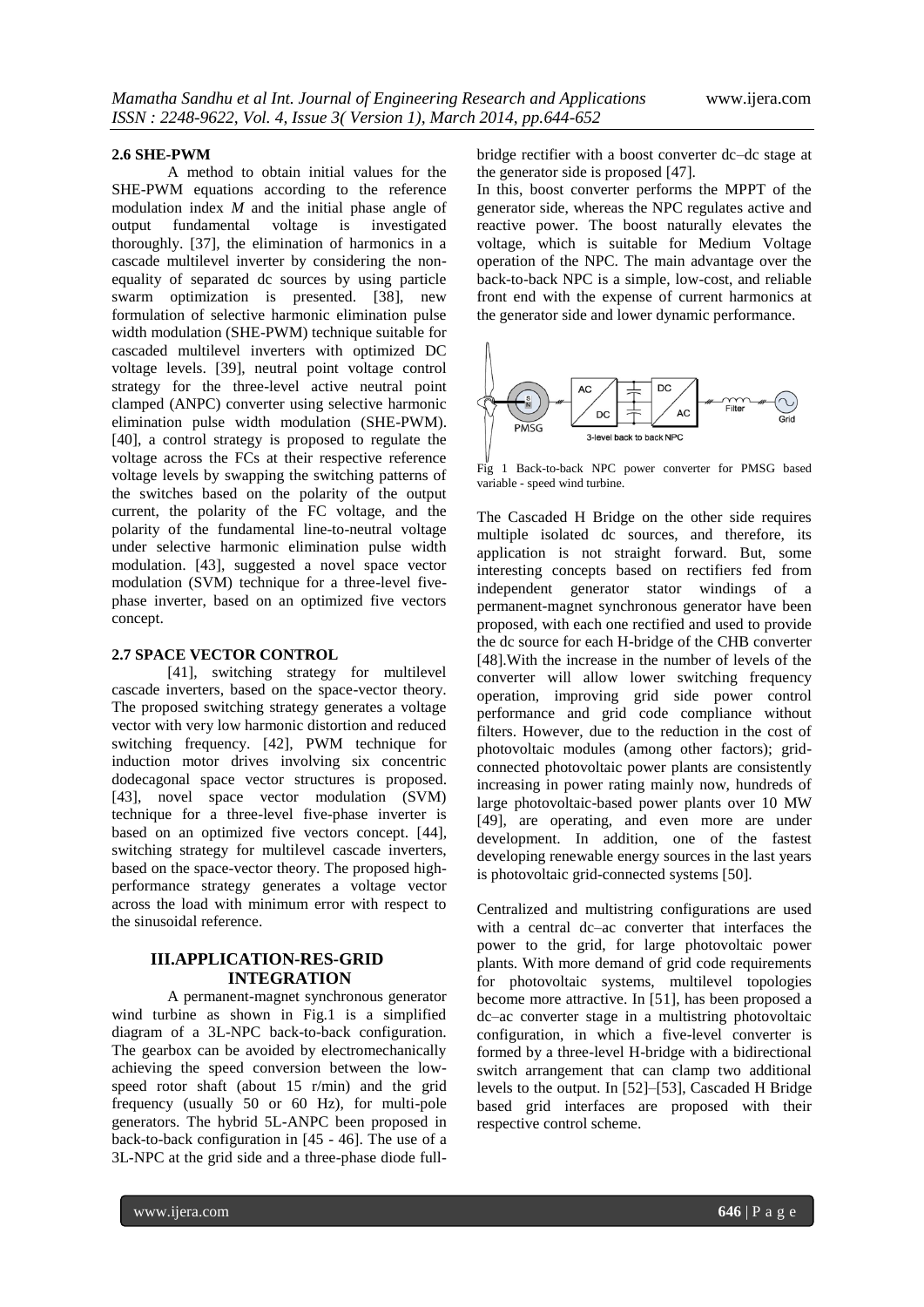### 2.6 SHE-PWM

A method to obtain initial values for the SHE-PWM equations according to the reference modulation index *M* and the initial phase angle of output fundamental voltage is investigated thoroughly. [37], the elimination of harmonics in a cascade multilevel inverter by considering the non-equality of separated dc sources by using particle swarm optimization is presented. [38], new formulation of selective harmonic elimination pulse width modulation (SHE-PWM) technique suitable for cascaded multilevel inverters with optimized DC voltage levels. [39], neutral point voltage control strategy for the three-level active neutral point clamped (ANPC) converter using selective harmonic elimination pulse width modulation (SHE-PWM). [40], a control strategy is proposed to regulate the voltage across the FCs at their respective reference voltage levels by swapping the switching patterns of the switches based on the polarity of the output current, the polarity of the FC voltage, and the polarity of the fundamental line-to-neutral voltage under selective harmonic elimination pulse width modulation. [43], suggested a novel space vector modulation (SVM) technique for a three-level five-phase inverter, based on an optimized five vectors concept.

### 2.7 SPACE VECTOR CONTROL

[41], switching strategy for multilevel cascade inverters, based on the space-vector theory. The proposed switching strategy generates a voltage vector with very low harmonic distortion and reduced switching frequency. [42], PWM technique for induction motor drives involving six concentric dodecagonal space vector structures is proposed. [43], novel space vector modulation (SVM) technique for a three-level five-phase inverter is based on an optimized five vectors concept. [44], switching strategy for multilevel cascade inverters, based on the space-vector theory. The proposed high-performance strategy generates a voltage vector across the load with minimum error with respect to the sinusoidal reference.

## III.APPLICATION-RES-GRID INTEGRATION

A permanent-magnet synchronous generator wind turbine as shown in Fig.1 is a simplified diagram of a 3L-NPC back-to-back configuration. The gearbox can be avoided by electromechanically achieving the speed conversion between the low-speed rotor shaft (about 15 r/min) and the grid frequency (usually 50 or 60 Hz), for multi-pole generators. The hybrid 5L-ANPC been proposed in back-to-back configuration in [45 - 46]. The use of a 3L-NPC at the grid side and a three-phase diode full-bridge rectifier with a boost converter dc–dc stage at the generator side is proposed [47].

In this, boost converter performs the MPPT of the generator side, whereas the NPC regulates active and reactive power. The boost naturally elevates the voltage, which is suitable for Medium Voltage operation of the NPC. The main advantage over the back-to-back NPC is a simple, low-cost, and reliable front end with the expense of current harmonics at the generator side and lower dynamic performance.

Fig 1 Back-to-back NPC power converter for PMSG based variable - speed wind turbine.

The Cascaded H Bridge on the other side requires multiple isolated dc sources, and therefore, its application is not straight forward. But, some interesting concepts based on rectifiers fed from independent generator stator windings of a permanent-magnet synchronous generator have been proposed, with each one rectified and used to provide the dc source for each H-bridge of the CHB converter [48].With the increase in the number of levels of the converter will allow lower switching frequency operation, improving grid side power control performance and grid code compliance without filters. However, due to the reduction in the cost of photovoltaic modules (among other factors); grid-connected photovoltaic power plants are consistently increasing in power rating mainly now, hundreds of large photovoltaic-based power plants over 10 MW [49], are operating, and even more are under development. In addition, one of the fastest developing renewable energy sources in the last years is photovoltaic grid-connected systems [50].

Centralized and multistring configurations are used with a central dc–ac converter that interfaces the power to the grid, for large photovoltaic power plants. With more demand of grid code requirements for photovoltaic systems, multilevel topologies become more attractive. In [51], has been proposed a dc–ac converter stage in a multistring photovoltaic configuration, in which a five-level converter is formed by a three-level H-bridge with a bidirectional switch arrangement that can clamp two additional levels to the output. In [52]–[53], Cascaded H Bridge based grid interfaces are proposed with their respective control scheme.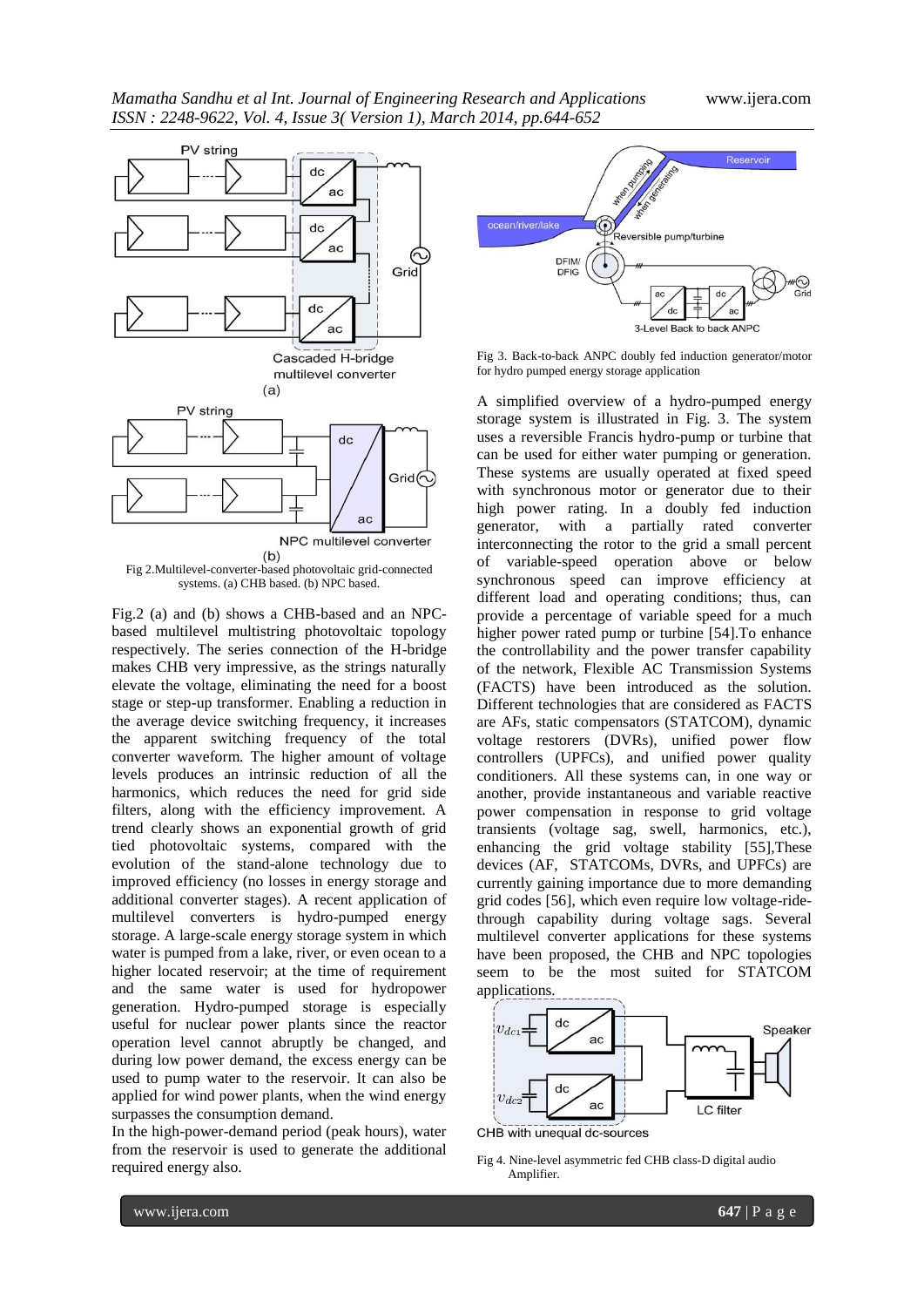Fig 2.Multilevel-converter-based photovoltaic grid-connected systems. (a) CHB based. (b) NPC based.

Fig.2 (a) and (b) shows a CHB-based and an NPC-based multilevel multistring photovoltaic topology respectively. The series connection of the H-bridge makes CHB very impressive, as the strings naturally elevate the voltage, eliminating the need for a boost stage or step-up transformer. Enabling a reduction in the average device switching frequency, it increases the apparent switching frequency of the total converter waveform. The higher amount of voltage levels produces an intrinsic reduction of all the harmonics, which reduces the need for grid side filters, along with the efficiency improvement. A trend clearly shows an exponential growth of grid tied photovoltaic systems, compared with the evolution of the stand-alone technology due to improved efficiency (no losses in energy storage and additional converter stages). A recent application of multilevel converters is hydro-pumped energy storage. A large-scale energy storage system in which water is pumped from a lake, river, or even ocean to a higher located reservoir; at the time of requirement and the same water is used for hydropower generation. Hydro-pumped storage is especially useful for nuclear power plants since the reactor operation level cannot abruptly be changed, and during low power demand, the excess energy can be used to pump water to the reservoir. It can also be applied for wind power plants, when the wind energy surpasses the consumption demand.

In the high-power-demand period (peak hours), water from the reservoir is used to generate the additional required energy also.

Fig 3. Back-to-back ANPC doubly fed induction generator/motor for hydro pumped energy storage application

A simplified overview of a hydro-pumped energy storage system is illustrated in Fig. 3. The system uses a reversible Francis hydro-pump or turbine that can be used for either water pumping or generation. These systems are usually operated at fixed speed with synchronous motor or generator due to their high power rating. In a doubly fed induction generator, with a partially rated converter interconnecting the rotor to the grid a small percent of variable-speed operation above or below synchronous speed can improve efficiency at different load and operating conditions; thus, can provide a percentage of variable speed for a much higher power rated pump or turbine [54].To enhance the controllability and the power transfer capability of the network, Flexible AC Transmission Systems (FACTS) have been introduced as the solution. Different technologies that are considered as FACTS are AFs, static compensators (STATCOM), dynamic voltage restorers (DVRs), unified power flow controllers (UPFCs), and unified power quality conditioners. All these systems can, in one way or another, provide instantaneous and variable reactive power compensation in response to grid voltage transients (voltage sag, swell, harmonics, etc.), enhancing the grid voltage stability [55],These devices (AF, STATCOMs, DVRs, and UPFCs) are currently gaining importance due to more demanding grid codes [56], which even require low voltage-ride-through capability during voltage sags. Several multilevel converter applications for these systems have been proposed, the CHB and NPC topologies seem to be the most suited for STATCOM applications.

Fig 4. Nine-level asymmetric fed CHB class-D digital audio Amplifier.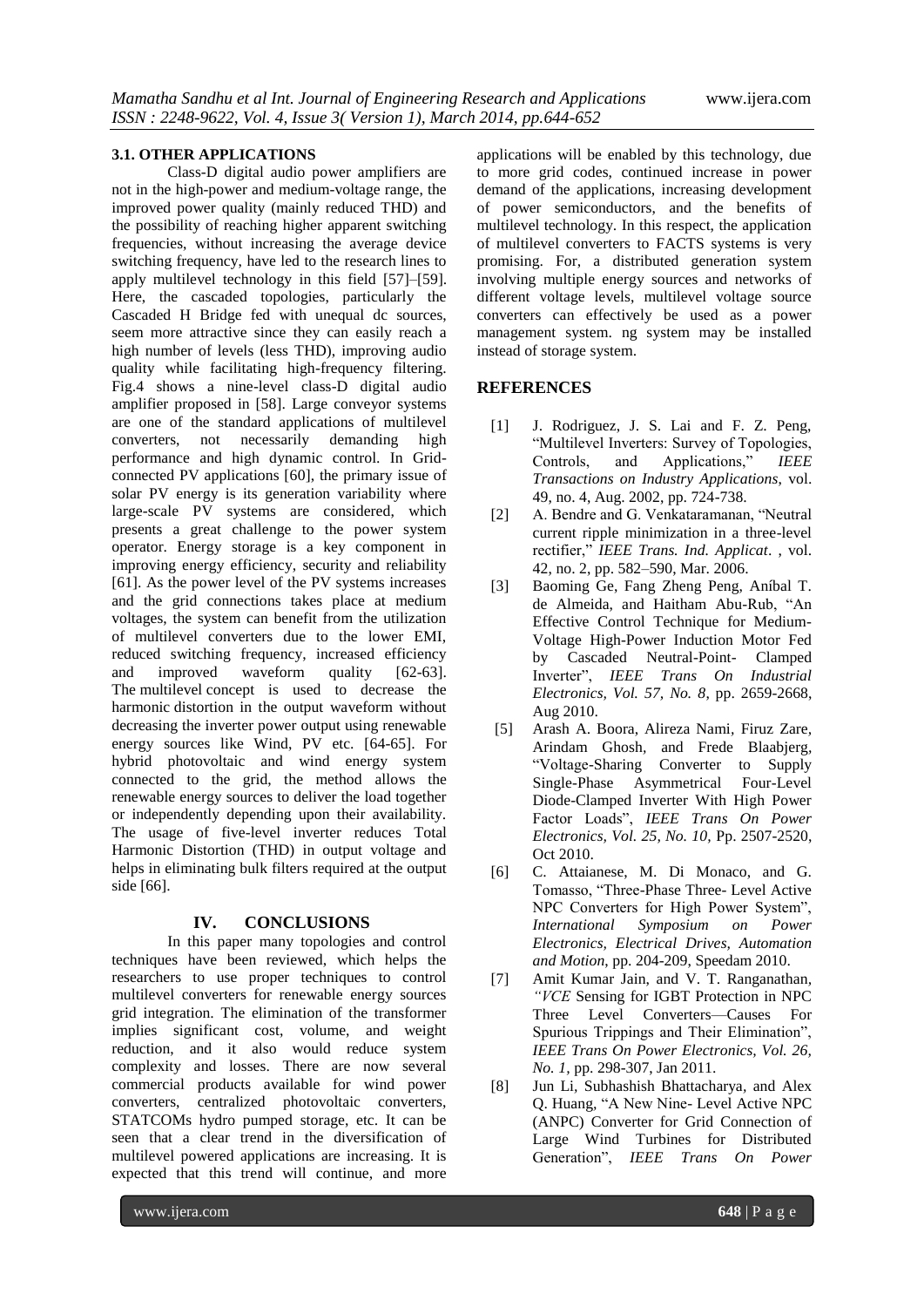### 3.1. OTHER APPLICATIONS

Class-D digital audio power amplifiers are not in the high-power and medium-voltage range, the improved power quality (mainly reduced THD) and the possibility of reaching higher apparent switching frequencies, without increasing the average device switching frequency, have led to the research lines to apply multilevel technology in this field [57]–[59]. Here, the cascaded topologies, particularly the Cascaded H Bridge fed with unequal dc sources, seem more attractive since they can easily reach a high number of levels (less THD), improving audio quality while facilitating high-frequency filtering. Fig.4 shows a nine-level class-D digital audio amplifier proposed in [58]. Large conveyor systems are one of the standard applications of multilevel converters, not necessarily demanding high performance and high dynamic control. In Grid-connected PV applications [60], the primary issue of solar PV energy is its generation variability where large-scale PV systems are considered, which presents a great challenge to the power system operator. Energy storage is a key component in improving energy efficiency, security and reliability [61]. As the power level of the PV systems increases and the grid connections takes place at medium voltages, the system can benefit from the utilization of multilevel converters due to the lower EMI, reduced switching frequency, increased efficiency and improved waveform quality [62-63]. The multilevel concept is used to decrease the harmonic distortion in the output waveform without decreasing the inverter power output using renewable energy sources like Wind, PV etc. [64-65]. For hybrid photovoltaic and wind energy system connected to the grid, the method allows the renewable energy sources to deliver the load together or independently depending upon their availability. The usage of five-level inverter reduces Total Harmonic Distortion (THD) in output voltage and helps in eliminating bulk filters required at the output side [66].

## IV. CONCLUSIONS

In this paper many topologies and control techniques have been reviewed, which helps the researchers to use proper techniques to control multilevel converters for renewable energy sources grid integration. The elimination of the transformer implies significant cost, volume, and weight reduction, and it also would reduce system complexity and losses. There are now several commercial products available for wind power converters, centralized photovoltaic converters, STATCOMs hydro pumped storage, etc. It can be seen that a clear trend in the diversification of multilevel powered applications are increasing. It is expected that this trend will continue, and more applications will be enabled by this technology, due to more grid codes, continued increase in power demand of the applications, increasing development of power semiconductors, and the benefits of multilevel technology. In this respect, the application of multilevel converters to FACTS systems is very promising. For, a distributed generation system involving multiple energy sources and networks of different voltage levels, multilevel voltage source converters can effectively be used as a power management system. ng system may be installed instead of storage system.

## REFERENCES

[1] J. Rodriguez, J. S. Lai and F. Z. Peng, "Multilevel Inverters: Survey of Topologies, Controls, and Applications," *IEEE Transactions on Industry Applications*, vol. 49, no. 4, Aug. 2002, pp. 724-738.

[2] A. Bendre and G. Venkataramanan, "Neutral current ripple minimization in a three-level rectifier," *IEEE Trans. Ind. Applicat*. , vol. 42, no. 2, pp. 582–590, Mar. 2006.

[3] Baoming Ge, Fang Zheng Peng, Aníbal T. de Almeida, and Haitham Abu-Rub, "An Effective Control Technique for Medium-Voltage High-Power Induction Motor Fed by Cascaded Neutral-Point- Clamped Inverter", *IEEE Trans On Industrial Electronics, Vol. 57, No. 8,* pp. 2659-2668, Aug 2010.

[5] Arash A. Boora, Alireza Nami, Firuz Zare, Arindam Ghosh, and Frede Blaabjerg, "Voltage-Sharing Converter to Supply Single-Phase Asymmetrical Four-Level Diode-Clamped Inverter With High Power Factor Loads", *IEEE Trans On Power Electronics, Vol. 25, No. 10,* Pp. 2507-2520, Oct 2010.

[6] C. Attaianese, M. Di Monaco, and G. Tomasso, "Three-Phase Three- Level Active NPC Converters for High Power System", *International Symposium on Power Electronics, Electrical Drives, Automation and Motion*, pp. 204-209, Speedam 2010.

[7] Amit Kumar Jain, and V. T. Ranganathan, *"VCE* Sensing for IGBT Protection in NPC Three Level Converters—Causes For Spurious Trippings and Their Elimination", *IEEE Trans On Power Electronics, Vol. 26, No. 1,* pp. 298-307, Jan 2011.

[8] Jun Li, Subhashish Bhattacharya, and Alex Q. Huang, "A New Nine- Level Active NPC (ANPC) Converter for Grid Connection of Large Wind Turbines for Distributed Generation", *IEEE Trans On Power*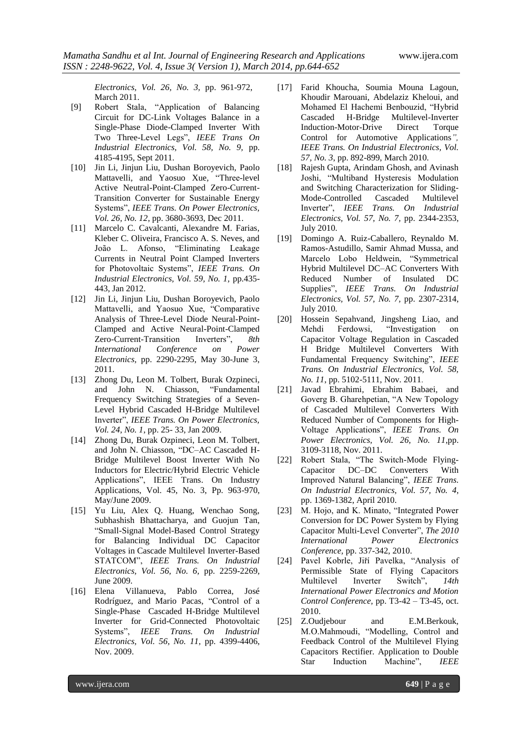*Electronics, Vol. 26, No. 3*, pp. 961-972, March 2011.

[9] Robert Stala, "Application of Balancing Circuit for DC-Link Voltages Balance in a Single-Phase Diode-Clamped Inverter With Two Three-Level Legs", *IEEE Trans On Industrial Electronics, Vol. 58, No. 9*, pp. 4185-4195, Sept 2011.

[10] Jin Li, Jinjun Liu, Dushan Boroyevich, Paolo Mattavelli, and Yaosuo Xue, "Three-level Active Neutral-Point-Clamped Zero-Current-Transition Converter for Sustainable Energy Systems", *IEEE Trans. On Power Electronics, Vol. 26, No. 12*, pp. 3680-3693, Dec 2011.

[11] Marcelo C. Cavalcanti, Alexandre M. Farias, Kleber C. Oliveira, Francisco A. S. Neves, and João L. Afonso, "Eliminating Leakage Currents in Neutral Point Clamped Inverters for Photovoltaic Systems", *IEEE Trans. On Industrial Electronics, Vol. 59, No. 1*, pp.435-443, Jan 2012.

[12] Jin Li, Jinjun Liu, Dushan Boroyevich, Paolo Mattavelli, and Yaosuo Xue, "Comparative Analysis of Three-Level Diode Neural-Point-Clamped and Active Neural-Point-Clamped Zero-Current-Transition Inverters", *8th International Conference on Power Electronics*, pp. 2290-2295, May 30-June 3, 2011.

[13] Zhong Du, Leon M. Tolbert, Burak Ozpineci, and John N. Chiasson, "Fundamental Frequency Switching Strategies of a Seven-Level Hybrid Cascaded H-Bridge Multilevel Inverter", *IEEE Trans. On Power Electronics, Vol. 24, No. 1*, pp. 25- 33, Jan 2009.

[14] Zhong Du, Burak Ozpineci, Leon M. Tolbert, and John N. Chiasson, "DC–AC Cascaded H-Bridge Multilevel Boost Inverter With No Inductors for Electric/Hybrid Electric Vehicle Applications", IEEE Trans. On Industry Applications, Vol. 45, No. 3, Pp. 963-970, May/June 2009.

[15] Yu Liu, Alex Q. Huang, Wenchao Song, Subhashish Bhattacharya, and Guojun Tan, "Small-Signal Model-Based Control Strategy for Balancing Individual DC Capacitor Voltages in Cascade Multilevel Inverter-Based STATCOM", *IEEE Trans. On Industrial Electronics, Vol. 56, No. 6*, pp. 2259-2269, June 2009.

[16] Elena Villanueva, Pablo Correa, José Rodríguez, and Mario Pacas, "Control of a Single-Phase Cascaded H-Bridge Multilevel Inverter for Grid-Connected Photovoltaic Systems", *IEEE Trans. On Industrial Electronics, Vol. 56, No. 11*, pp. 4399-4406, Nov. 2009.

[17] Farid Khoucha, Soumia Mouna Lagoun, Khoudir Marouani, Abdelaziz Kheloui, and Mohamed El Hachemi Benbouzid, "Hybrid Cascaded H-Bridge Multilevel-Inverter Induction-Motor-Drive Direct Torque Control for Automotive Applications", *IEEE Trans. On Industrial Electronics, Vol. 57, No. 3*, pp. 892-899, March 2010.

[18] Rajesh Gupta, Arindam Ghosh, and Avinash Joshi, "Multiband Hysteresis Modulation and Switching Characterization for Sliding-Mode-Controlled Cascaded Multilevel Inverter", *IEEE Trans. On Industrial Electronics, Vol. 57, No. 7*, pp. 2344-2353, July 2010.

[19] Domingo A. Ruiz-Caballero, Reynaldo M. Ramos-Astudillo, Samir Ahmad Mussa, and Marcelo Lobo Heldwein, "Symmetrical Hybrid Multilevel DC–AC Converters With Reduced Number of Insulated DC Supplies", *IEEE Trans. On Industrial Electronics, Vol. 57, No. 7*, pp. 2307-2314, July 2010.

[20] Hossein Sepahvand, Jingsheng Liao, and Mehdi Ferdowsi, "Investigation on Capacitor Voltage Regulation in Cascaded H Bridge Multilevel Converters With Fundamental Frequency Switching", *IEEE Trans. On Industrial Electronics, Vol. 58, No. 11*, pp. 5102-5111, Nov. 2011.

[21] Javad Ebrahimi, Ebrahim Babaei, and Goverg B. Gharehpetian, "A New Topology of Cascaded Multilevel Converters With Reduced Number of Components for High-Voltage Applications", *IEEE Trans. On Power Electronics, Vol. 26, No. 11*, pp. 3109-3118, Nov. 2011.

[22] Robert Stala, "The Switch-Mode Flying-Capacitor DC–DC Converters With Improved Natural Balancing", *IEEE Trans. On Industrial Electronics, Vol. 57, No. 4*, pp. 1369-1382, April 2010.

[23] M. Hojo, and K. Minato, "Integrated Power Conversion for DC Power System by Flying Capacitor Multi-Level Converter", *The 2010 International Power Electronics Conference*, pp. 337-342, 2010.

[24] Pavel Kobrle, Jiří Pavelka, "Analysis of Permissible State of Flying Capacitors Multilevel Inverter Switch", *14th International Power Electronics and Motion Control Conference*, pp. T3-42 – T3-45, oct. 2010.

[25] Z.Oudjebour and E.M.Berkouk, M.O.Mahmoudi, "Modelling, Control and Feedback Control of the Multilevel Flying Capacitors Rectifier. Application to Double Star Induction Machine", *IEEE*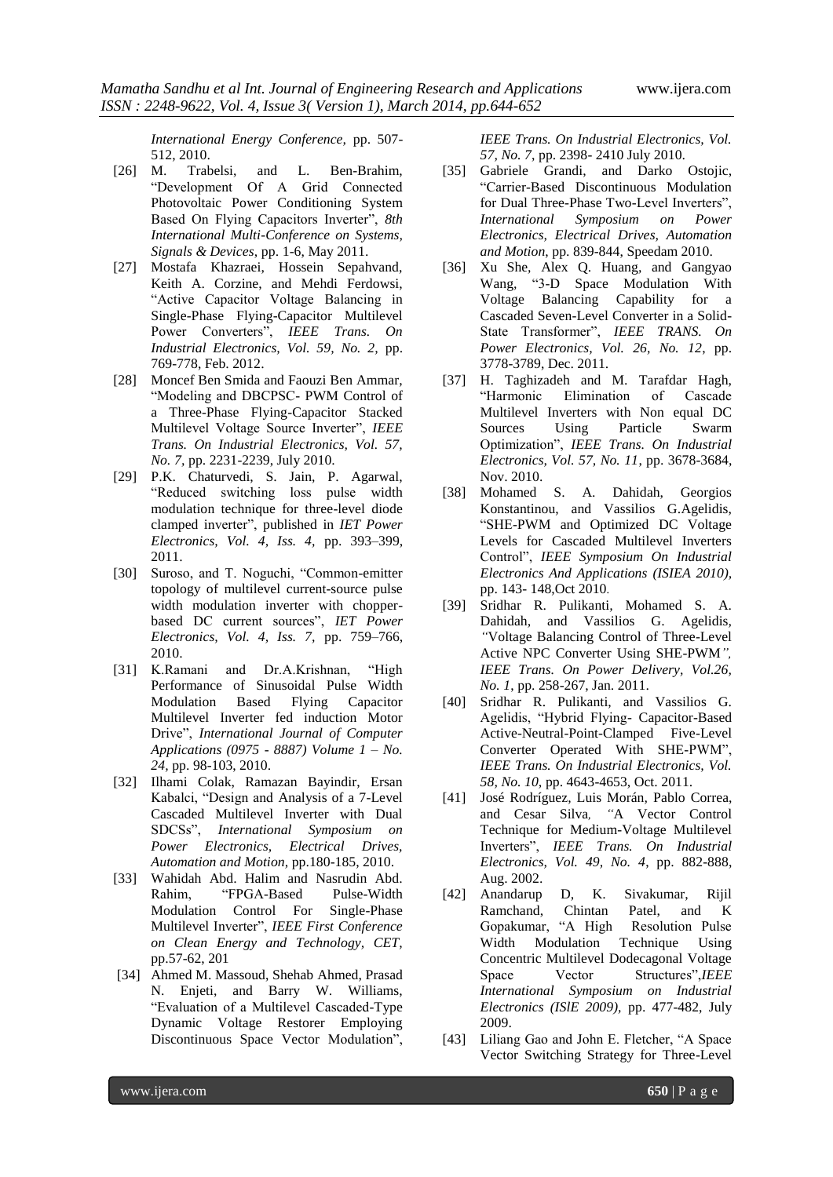*International Energy Conference*, pp. 507-512, 2010.

[26] M. Trabelsi, and L. Ben-Brahim, "Development Of A Grid Connected Photovoltaic Power Conditioning System Based On Flying Capacitors Inverter", *8th International Multi-Conference on Systems, Signals & Devices*, pp. 1-6, May 2011.

[27] Mostafa Khazraei, Hossein Sepahvand, Keith A. Corzine, and Mehdi Ferdowsi, "Active Capacitor Voltage Balancing in Single-Phase Flying-Capacitor Multilevel Power Converters", *IEEE Trans. On Industrial Electronics, Vol. 59, No. 2*, pp. 769-778, Feb. 2012.

[28] Moncef Ben Smida and Faouzi Ben Ammar, "Modeling and DBCPSC- PWM Control of a Three-Phase Flying-Capacitor Stacked Multilevel Voltage Source Inverter", *IEEE Trans. On Industrial Electronics, Vol. 57, No. 7*, pp. 2231-2239, July 2010.

[29] P.K. Chaturvedi, S. Jain, P. Agarwal, "Reduced switching loss pulse width modulation technique for three-level diode clamped inverter", published in *IET Power Electronics, Vol. 4, Iss. 4*, pp. 393–399, 2011.

[30] Suroso, and T. Noguchi, "Common-emitter topology of multilevel current-source pulse width modulation inverter with chopper-based DC current sources", *IET Power Electronics, Vol. 4, Iss. 7*, pp. 759–766, 2010.

[31] K.Ramani and Dr.A.Krishnan, "High Performance of Sinusoidal Pulse Width Modulation Based Flying Capacitor Multilevel Inverter fed induction Motor Drive", *International Journal of Computer Applications (0975 - 8887) Volume 1 – No. 24*, pp. 98-103, 2010.

[32] Ilhami Colak, Ramazan Bayindir, Ersan Kabalci, "Design and Analysis of a 7-Level Cascaded Multilevel Inverter with Dual SDCSs", *International Symposium on Power Electronics, Electrical Drives, Automation and Motion*, pp.180-185, 2010.

[33] Wahidah Abd. Halim and Nasrudin Abd. Rahim, "FPGA-Based Pulse-Width Modulation Control For Single-Phase Multilevel Inverter", *IEEE First Conference on Clean Energy and Technology, CET*, pp.57-62, 201

[34] Ahmed M. Massoud, Shehab Ahmed, Prasad N. Enjeti, and Barry W. Williams, "Evaluation of a Multilevel Cascaded-Type Dynamic Voltage Restorer Employing Discontinuous Space Vector Modulation", *IEEE Trans. On Industrial Electronics, Vol. 57, No. 7*, pp. 2398- 2410 July 2010.

[35] Gabriele Grandi, and Darko Ostojic, "Carrier-Based Discontinuous Modulation for Dual Three-Phase Two-Level Inverters", *International Symposium on Power Electronics, Electrical Drives, Automation and Motion*, pp. 839-844, Speedam 2010.

[36] Xu She, Alex Q. Huang, and Gangyao Wang, "3-D Space Modulation With Voltage Balancing Capability for a Cascaded Seven-Level Converter in a Solid-State Transformer", *IEEE TRANS. On Power Electronics, Vol. 26, No. 12*, pp. 3778-3789, Dec. 2011.

[37] H. Taghizadeh and M. Tarafdar Hagh, "Harmonic Elimination of Cascade Multilevel Inverters with Non equal DC Sources Using Particle Swarm Optimization", *IEEE Trans. On Industrial Electronics, Vol. 57, No. 11*, pp. 3678-3684, Nov. 2010.

[38] Mohamed S. A. Dahidah, Georgios Konstantinou, and Vassilios G.Agelidis, "SHE-PWM and Optimized DC Voltage Levels for Cascaded Multilevel Inverters Control", *IEEE Symposium On Industrial Electronics And Applications (ISIEA 2010)*, pp. 143- 148,Oct 2010.

[39] Sridhar R. Pulikanti, Mohamed S. A. Dahidah, and Vassilios G. Agelidis, "Voltage Balancing Control of Three-Level Active NPC Converter Using SHE-PWM", *IEEE Trans. On Power Delivery, Vol.26, No. 1*, pp. 258-267, Jan. 2011.

[40] Sridhar R. Pulikanti, and Vassilios G. Agelidis, "Hybrid Flying- Capacitor-Based Active-Neutral-Point-Clamped Five-Level Converter Operated With SHE-PWM", *IEEE Trans. On Industrial Electronics, Vol. 58, No. 10*, pp. 4643-4653, Oct. 2011.

[41] José Rodríguez, Luis Morán, Pablo Correa, and Cesar Silva, "A Vector Control Technique for Medium-Voltage Multilevel Inverters", *IEEE Trans. On Industrial Electronics, Vol. 49, No. 4*, pp. 882-888, Aug. 2002.

[42] Anandarup D, K. Sivakumar, Rijil Ramchand, Chintan Patel, and K Gopakumar, "A High Resolution Pulse Width Modulation Technique Using Concentric Multilevel Dodecagonal Voltage Space Vector Structures",*IEEE International Symposium on Industrial Electronics (ISIE 2009)*, pp. 477-482, July 2009.

[43] Liliang Gao and John E. Fletcher, "A Space Vector Switching Strategy for Three-Level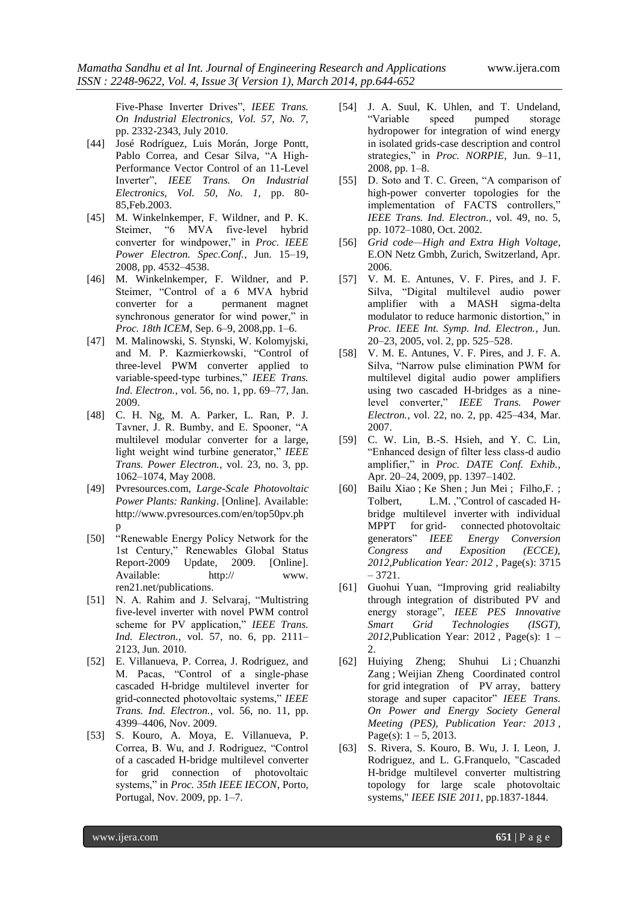Five-Phase Inverter Drives", *IEEE Trans. On Industrial Electronics, Vol. 57, No. 7*, pp. 2332-2343, July 2010.

[44] José Rodríguez, Luis Morán, Jorge Pontt, Pablo Correa, and Cesar Silva, "A High-Performance Vector Control of an 11-Level Inverter", *IEEE Trans. On Industrial Electronics, Vol. 50, No. 1*, pp. 80-85,Feb.2003.

[45] M. Winkelnkemper, F. Wildner, and P. K. Steimer, "6 MVA five-level hybrid converter for windpower," in *Proc. IEEE Power Electron. Spec.Conf.*, Jun. 15–19, 2008, pp. 4532–4538.

[46] M. Winkelnkemper, F. Wildner, and P. Steimer, "Control of a 6 MVA hybrid converter for a permanent magnet synchronous generator for wind power," in *Proc. 18th ICEM*, Sep. 6–9, 2008,pp. 1–6.

[47] M. Malinowski, S. Stynski, W. Kolomyjski, and M. P. Kazmierkowski, "Control of three-level PWM converter applied to variable-speed-type turbines," *IEEE Trans. Ind. Electron.*, vol. 56, no. 1, pp. 69–77, Jan. 2009.

[48] C. H. Ng, M. A. Parker, L. Ran, P. J. Tavner, J. R. Bumby, and E. Spooner, "A multilevel modular converter for a large, light weight wind turbine generator," *IEEE Trans. Power Electron.*, vol. 23, no. 3, pp. 1062–1074, May 2008.

[49] Pvresources.com, *Large-Scale Photovoltaic Power Plants: Ranking*. [Online]. Available: http://www.pvresources.com/en/top50pv.php

[50] "Renewable Energy Policy Network for the 1st Century," Renewables Global Status Report-2009 Update, 2009. [Online]. Available: http:// www. ren21.net/publications.

[51] N. A. Rahim and J. Selvaraj, "Multistring five-level inverter with novel PWM control scheme for PV application," *IEEE Trans. Ind. Electron.*, vol. 57, no. 6, pp. 2111–2123, Jun. 2010.

[52] E. Villanueva, P. Correa, J. Rodriguez, and M. Pacas, "Control of a single-phase cascaded H-bridge multilevel inverter for grid-connected photovoltaic systems," *IEEE Trans. Ind. Electron.*, vol. 56, no. 11, pp. 4399–4406, Nov. 2009.

[53] S. Kouro, A. Moya, E. Villanueva, P. Correa, B. Wu, and J. Rodriguez, "Control of a cascaded H-bridge multilevel converter for grid connection of photovoltaic systems," in *Proc. 35th IEEE IECON*, Porto, Portugal, Nov. 2009, pp. 1–7.

[54] J. A. Suul, K. Uhlen, and T. Undeland, "Variable speed pumped storage hydropower for integration of wind energy in isolated grids-case description and control strategies," in *Proc. NORPIE*, Jun. 9–11, 2008, pp. 1–8.

[55] D. Soto and T. C. Green, "A comparison of high-power converter topologies for the implementation of FACTS controllers," *IEEE Trans. Ind. Electron.*, vol. 49, no. 5, pp. 1072–1080, Oct. 2002.

[56] *Grid code—High and Extra High Voltage*, E.ON Netz Gmbh, Zurich, Switzerland, Apr. 2006.

[57] V. M. E. Antunes, V. F. Pires, and J. F. Silva, "Digital multilevel audio power amplifier with a MASH sigma-delta modulator to reduce harmonic distortion," in *Proc. IEEE Int. Symp. Ind. Electron.*, Jun. 20–23, 2005, vol. 2, pp. 525–528.

[58] V. M. E. Antunes, V. F. Pires, and J. F. A. Silva, "Narrow pulse elimination PWM for multilevel digital audio power amplifiers using two cascaded H-bridges as a nine-level converter," *IEEE Trans. Power Electron.*, vol. 22, no. 2, pp. 425–434, Mar. 2007.

[59] C. W. Lin, B.-S. Hsieh, and Y. C. Lin, "Enhanced design of filter less class-d audio amplifier," in *Proc. DATE Conf. Exhib.*, Apr. 20–24, 2009, pp. 1397–1402.

[60] Bailu Xiao ; Ke Shen ; Jun Mei ; Filho,F. ; Tolbert, L.M. ,"Control of cascaded H-bridge multilevel inverter with individual MPPT for grid- connected photovoltaic generators" *IEEE Energy Conversion Congress and Exposition (ECCE), 2012,Publication Year: 2012* , Page(s): 3715 – 3721.

[61] Guohui Yuan, "Improving grid realiabilty through integration of distributed PV and energy storage", *IEEE PES Innovative Smart Grid Technologies (ISGT), 2012*,Publication Year: 2012 , Page(s): 1 – 2.

[62] Huiying Zheng; Shuhui Li ; Chuanzhi Zang ; Weijian Zheng Coordinated control for grid integration of PV array, battery storage and super capacitor" *IEEE Trans. On Power and Energy Society General Meeting (PES), Publication Year: 2013* , Page(s): 1 – 5, 2013.

[63] S. Rivera, S. Kouro, B. Wu, J. I. Leon, J. Rodriguez, and L. G.Franquelo, "Cascaded H-bridge multilevel converter multistring topology for large scale photovoltaic systems," *IEEE ISIE 2011*, pp.1837-1844.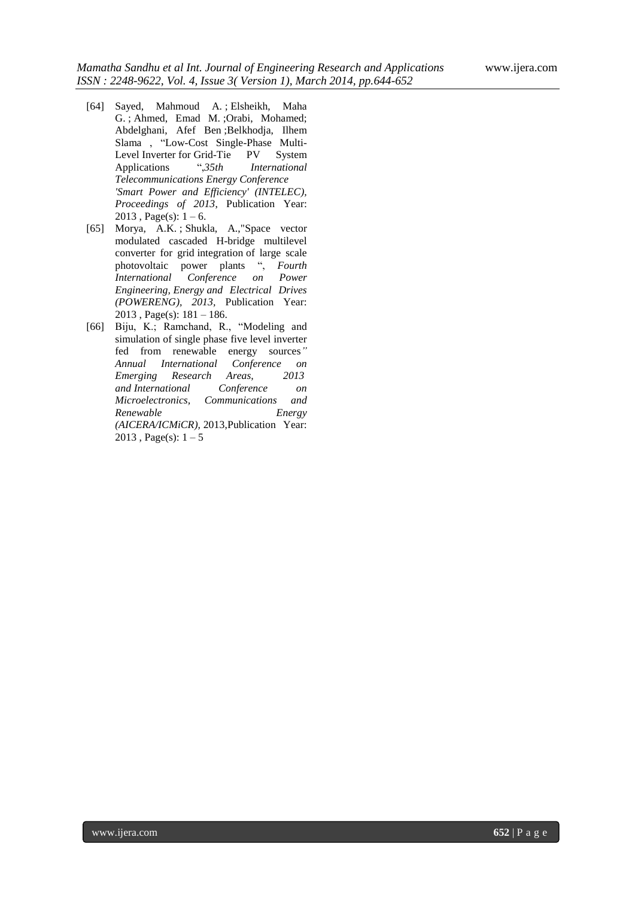[64] Sayed, Mahmoud A. ; Elsheikh, Maha G. ; Ahmed, Emad M. ;Orabi, Mohamed; Abdelghani, Afef Ben ;Belkhodja, Ilhem Slama , "Low-Cost Single-Phase Multi-Level Inverter for Grid-Tie PV System Applications ",*35th International Telecommunications Energy Conference 'Smart Power and Efficiency' (INTELEC), Proceedings of 2013*, Publication Year: 2013 , Page(s): 1 – 6.

[65] Morya, A.K. ; Shukla, A.,"Space vector modulated cascaded H-bridge multilevel converter for grid integration of large scale photovoltaic power plants ", *Fourth International Conference on Power Engineering, Energy and Electrical Drives (POWERENG), 2013,* Publication Year: 2013 , Page(s): 181 – 186.

[66] Biju, K.; Ramchand, R., "Modeling and simulation of single phase five level inverter fed from renewable energy sources*" Annual International Conference on Emerging Research Areas, 2013 and International Conference on Microelectronics, Communications and Renewable Energy (AICERA/ICMiCR),* 2013,Publication Year: 2013 , Page(s): 1 – 5